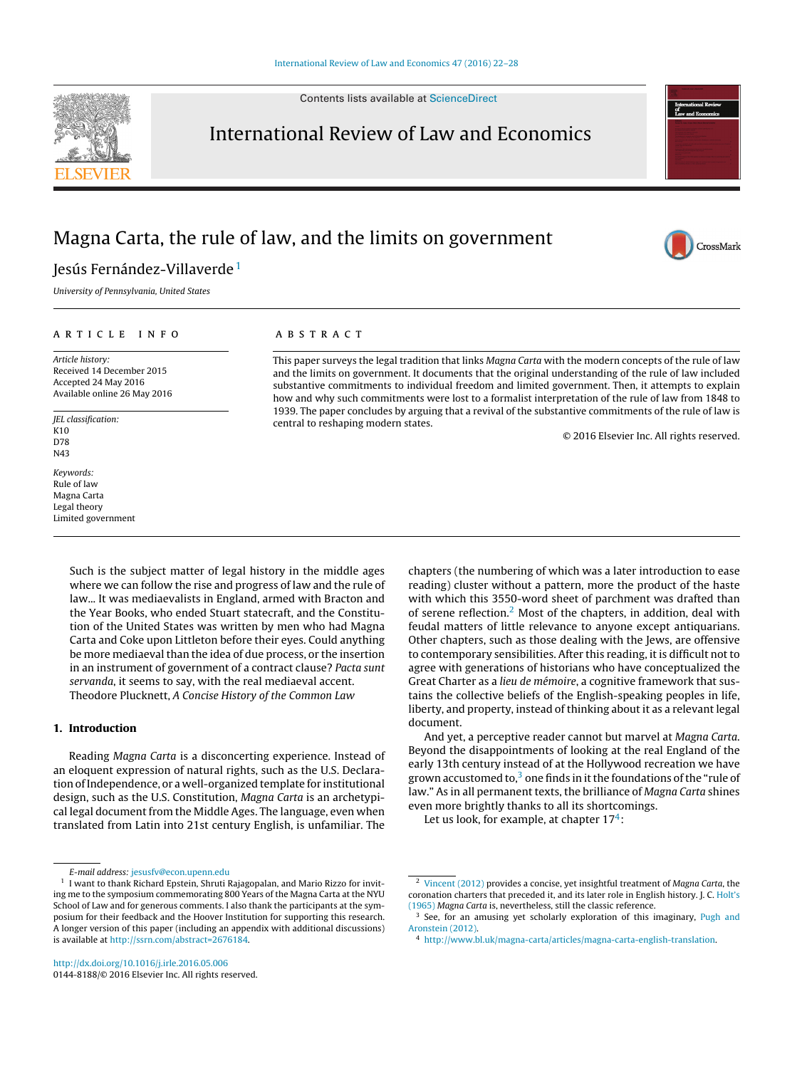# Magna Carta, the rule of law, and the limits on government

Jesús Fernández-Villaverde[1]

*University of Pennsylvania, United States*

**ARTICLE INFO**

*Article history:*
Received 14 December 2015
Accepted 24 May 2016
Available online 26 May 2016

*JEL classification:*
K10
D78
N43

*Keywords:*
Rule of law
Magna Carta
Legal theory
Limited government

**ABSTRACT**

This paper surveys the legal tradition that links *Magna Carta* with the modern concepts of the rule of law and the limits on government. It documents that the original understanding of the rule of law included substantive commitments to individual freedom and limited government. Then, it attempts to explain how and why such commitments were lost to a formalist interpretation of the rule of law from 1848 to 1939. The paper concludes by arguing that a revival of the substantive commitments of the rule of law is central to reshaping modern states.

© 2016 Elsevier Inc. All rights reserved.

> Such is the subject matter of legal history in the middle ages where we can follow the rise and progress of law and the rule of law... It was mediaevalists in England, armed with Bracton and the Year Books, who ended Stuart statecraft, and the Constitution of the United States was written by men who had Magna Carta and Coke upon Littleton before their eyes. Could anything be more mediaeval than the idea of due process, or the insertion in an instrument of government of a contract clause? *Pacta sunt servanda*, it seems to say, with the real mediaeval accent.
> Theodore Plucknett, *A Concise History of the Common Law*

## 1. Introduction

Reading *Magna Carta* is a disconcerting experience. Instead of an eloquent expression of natural rights, such as the U.S. Declaration of Independence, or a well-organized template for institutional design, such as the U.S. Constitution, *Magna Carta* is an archetypical legal document from the Middle Ages. The language, even when translated from Latin into 21st century English, is unfamiliar. The chapters (the numbering of which was a later introduction to ease reading) cluster without a pattern, more the product of the haste with which this 3550-word sheet of parchment was drafted than of serene reflection.[2] Most of the chapters, in addition, deal with feudal matters of little relevance to anyone except antiquarians. Other chapters, such as those dealing with the Jews, are offensive to contemporary sensibilities. After this reading, it is difficult not to agree with generations of historians who have conceptualized the Great Charter as a *lieu de mémoire*, a cognitive framework that sustains the collective beliefs of the English-speaking peoples in life, liberty, and property, instead of thinking about it as a relevant legal document.

And yet, a perceptive reader cannot but marvel at *Magna Carta*. Beyond the disappointments of looking at the real England of the early 13th century instead of at the Hollywood recreation we have grown accustomed to,[3] one finds in it the foundations of the "rule of law." As in all permanent texts, the brilliance of *Magna Carta* shines even more brightly thanks to all its shortcomings.

Let us look, for example, at chapter 17[4]:

---

E-mail address: jesusfv@econ.upenn.edu

[1] I want to thank Richard Epstein, Shruti Rajagopalan, and Mario Rizzo for inviting me to the symposium commemorating 800 Years of the Magna Carta at the NYU School of Law and for generous comments. I also thank the participants at the symposium for their feedback and the Hoover Institution for supporting this research. A longer version of this paper (including an appendix with additional discussions) is available at http://ssrn.com/abstract=2676184.

[2] Vincent (2012) provides a concise, yet insightful treatment of *Magna Carta*, the coronation charters that preceded it, and its later role in English history. J. C. Holt's (1965) *Magna Carta* is, nevertheless, still the classic reference.

[3] See, for an amusing yet scholarly exploration of this imaginary, Pugh and Aronstein (2012).

[4] http://www.bl.uk/magna-carta/articles/magna-carta-english-translation.

http://dx.doi.org/10.1016/j.irle.2016.05.006
0144-8188/© 2016 Elsevier Inc. All rights reserved.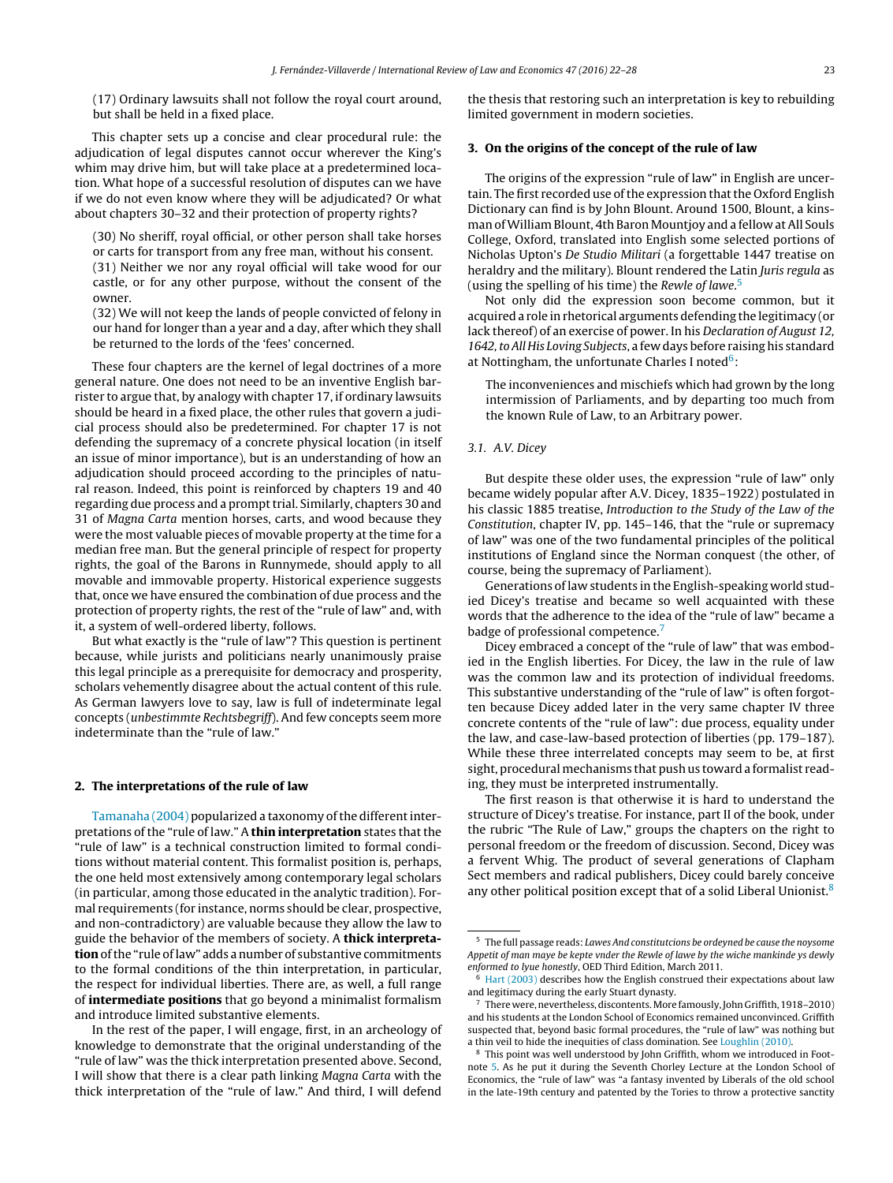(17) Ordinary lawsuits shall not follow the royal court around, but shall be held in a fixed place.

This chapter sets up a concise and clear procedural rule: the adjudication of legal disputes cannot occur wherever the King's whim may drive him, but will take place at a predetermined location. What hope of a successful resolution of disputes can we have if we do not even know where they will be adjudicated? Or what about chapters 30–32 and their protection of property rights?

(30) No sheriff, royal official, or other person shall take horses or carts for transport from any free man, without his consent.
(31) Neither we nor any royal official will take wood for our castle, or for any other purpose, without the consent of the owner.
(32) We will not keep the lands of people convicted of felony in our hand for longer than a year and a day, after which they shall be returned to the lords of the 'fees' concerned.

These four chapters are the kernel of legal doctrines of a more general nature. One does not need to be an inventive English barrister to argue that, by analogy with chapter 17, if ordinary lawsuits should be heard in a fixed place, the other rules that govern a judicial process should also be predetermined. For chapter 17 is not defending the supremacy of a concrete physical location (in itself an issue of minor importance), but is an understanding of how an adjudication should proceed according to the principles of natural reason. Indeed, this point is reinforced by chapters 19 and 40 regarding due process and a prompt trial. Similarly, chapters 30 and 31 of *Magna Carta* mention horses, carts, and wood because they were the most valuable pieces of movable property at the time for a median free man. But the general principle of respect for property rights, the goal of the Barons in Runnymede, should apply to all movable and immovable property. Historical experience suggests that, once we have ensured the combination of due process and the protection of property rights, the rest of the "rule of law" and, with it, a system of well-ordered liberty, follows.

But what exactly is the "rule of law"? This question is pertinent because, while jurists and politicians nearly unanimously praise this legal principle as a prerequisite for democracy and prosperity, scholars vehemently disagree about the actual content of this rule. As German lawyers love to say, law is full of indeterminate legal concepts (*unbestimmte Rechtsbegriff*). And few concepts seem more indeterminate than the "rule of law."

## 2. The interpretations of the rule of law

Tamanaha (2004) popularized a taxonomy of the different interpretations of the "rule of law." A **thin interpretation** states that the "rule of law" is a technical construction limited to formal conditions without material content. This formalist position is, perhaps, the one held most extensively among contemporary legal scholars (in particular, among those educated in the analytic tradition). Formal requirements (for instance, norms should be clear, prospective, and non-contradictory) are valuable because they allow the law to guide the behavior of the members of society. A **thick interpretation** of the "rule of law" adds a number of substantive commitments to the formal conditions of the thin interpretation, in particular, the respect for individual liberties. There are, as well, a full range of **intermediate positions** that go beyond a minimalist formalism and introduce limited substantive elements.

In the rest of the paper, I will engage, first, in an archeology of knowledge to demonstrate that the original understanding of the "rule of law" was the thick interpretation presented above. Second, I will show that there is a clear path linking *Magna Carta* with the thick interpretation of the "rule of law." And third, I will defend the thesis that restoring such an interpretation is key to rebuilding limited government in modern societies.

## 3. On the origins of the concept of the rule of law

The origins of the expression "rule of law" in English are uncertain. The first recorded use of the expression that the Oxford English Dictionary can find is by John Blount. Around 1500, Blount, a kinsman of William Blount, 4th Baron Mountjoy and a fellow at All Souls College, Oxford, translated into English some selected portions of Nicholas Upton's *De Studio Militari* (a forgettable 1447 treatise on heraldry and the military). Blount rendered the Latin *Juris regula* as (using the spelling of his time) the *Rewle of lawe*.[5]

Not only did the expression soon become common, but it acquired a role in rhetorical arguments defending the legitimacy (or lack thereof) of an exercise of power. In his *Declaration of August 12, 1642, to All His Loving Subjects*, a few days before raising his standard at Nottingham, the unfortunate Charles I noted[6]:

> The inconveniences and mischiefs which had grown by the long intermission of Parliaments, and by departing too much from the known Rule of Law, to an Arbitrary power.

### 3.1. A.V. Dicey

But despite these older uses, the expression "rule of law" only became widely popular after A.V. Dicey, 1835–1922) postulated in his classic 1885 treatise, *Introduction to the Study of the Law of the Constitution*, chapter IV, pp. 145–146, that the "rule or supremacy of law" was one of the two fundamental principles of the political institutions of England since the Norman conquest (the other, of course, being the supremacy of Parliament).

Generations of law students in the English-speaking world studied Dicey's treatise and became so well acquainted with these words that the adherence to the idea of the "rule of law" became a badge of professional competence.[7]

Dicey embraced a concept of the "rule of law" that was embodied in the English liberties. For Dicey, the law in the rule of law was the common law and its protection of individual freedoms. This substantive understanding of the "rule of law" is often forgotten because Dicey added later in the very same chapter IV three concrete contents of the "rule of law": due process, equality under the law, and case-law-based protection of liberties (pp. 179–187). While these three interrelated concepts may seem to be, at first sight, procedural mechanisms that push us toward a formalist reading, they must be interpreted instrumentally.

The first reason is that otherwise it is hard to understand the structure of Dicey's treatise. For instance, part II of the book, under the rubric "The Rule of Law," groups the chapters on the right to personal freedom or the freedom of discussion. Second, Dicey was a fervent Whig. The product of several generations of Clapham Sect members and radical publishers, Dicey could barely conceive any other political position except that of a solid Liberal Unionist.[8]

---

[5] The full passage reads: *Lawes And constitutcions be ordeyned be cause the noysome Appetit of man maye be kepte vnder the Rewle of lawe by the wiche mankinde ys dewly enformed to lyue honestly*, OED Third Edition, March 2011.

[6] Hart (2003) describes how the English construed their expectations about law and legitimacy during the early Stuart dynasty.

[7] There were, nevertheless, discontents. More famously, John Griffith, 1918–2010) and his students at the London School of Economics remained unconvinced. Griffith suspected that, beyond basic formal procedures, the "rule of law" was nothing but a thin veil to hide the inequities of class domination. See Loughlin (2010).

[8] This point was well understood by John Griffith, whom we introduced in Footnote 5. As he put it during the Seventh Chorley Lecture at the London School of Economics, the "rule of law" was "a fantasy invented by Liberals of the old school in the late-19th century and patented by the Tories to throw a protective sanctity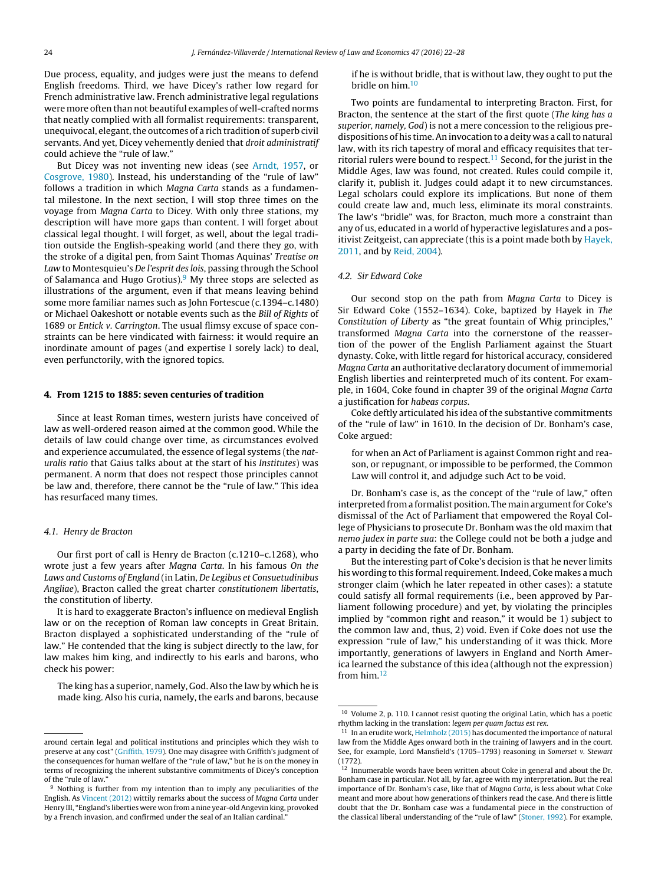Due process, equality, and judges were just the means to defend English freedoms. Third, we have Dicey's rather low regard for French administrative law. French administrative legal regulations were more often than not beautiful examples of well-crafted norms that neatly complied with all formalist requirements: transparent, unequivocal, elegant, the outcomes of a rich tradition of superb civil servants. And yet, Dicey vehemently denied that *droit administratif* could achieve the "rule of law."

But Dicey was not inventing new ideas (see Arndt, 1957, or Cosgrove, 1980). Instead, his understanding of the "rule of law" follows a tradition in which *Magna Carta* stands as a fundamental milestone. In the next section, I will stop three times on the voyage from *Magna Carta* to Dicey. With only three stations, my description will have more gaps than content. I will forget about classical legal thought. I will forget, as well, about the legal tradition outside the English-speaking world (and there they go, with the stroke of a digital pen, from Saint Thomas Aquinas' *Treatise on Law* to Montesquieu's *De l'esprit des lois*, passing through the School of Salamanca and Hugo Grotius).[9] My three stops are selected as illustrations of the argument, even if that means leaving behind some more familiar names such as John Fortescue (c.1394–c.1480) or Michael Oakeshott or notable events such as the *Bill of Rights* of 1689 or *Entick v. Carrington*. The usual flimsy excuse of space constraints can be here vindicated with fairness: it would require an inordinate amount of pages (and expertise I sorely lack) to deal, even perfunctorily, with the ignored topics.

## 4. From 1215 to 1885: seven centuries of tradition

Since at least Roman times, western jurists have conceived of law as well-ordered reason aimed at the common good. While the details of law could change over time, as circumstances evolved and experience accumulated, the essence of legal systems (the *naturalis ratio* that Gaius talks about at the start of his *Institutes*) was permanent. A norm that does not respect those principles cannot be law and, therefore, there cannot be the "rule of law." This idea has resurfaced many times.

### 4.1. Henry de Bracton

Our first port of call is Henry de Bracton (c.1210–c.1268), who wrote just a few years after *Magna Carta*. In his famous *On the Laws and Customs of England* (in Latin, *De Legibus et Consuetudinibus Angliae*), Bracton called the great charter *constitutionem libertatis*, the constitution of liberty.

It is hard to exaggerate Bracton's influence on medieval English law or on the reception of Roman law concepts in Great Britain. Bracton displayed a sophisticated understanding of the "rule of law." He contended that the king is subject directly to the law, for law makes him king, and indirectly to his earls and barons, who check his power:

> The king has a superior, namely, God. Also the law by which he is made king. Also his curia, namely, the earls and barons, because if he is without bridle, that is without law, they ought to put the bridle on him.[10]

Two points are fundamental to interpreting Bracton. First, for Bracton, the sentence at the start of the first quote (*The king has a superior, namely, God*) is not a mere concession to the religious predispositions of his time. An invocation to a deity was a call to natural law, with its rich tapestry of moral and efficacy requisites that territorial rulers were bound to respect.[11] Second, for the jurist in the Middle Ages, law was found, not created. Rules could compile it, clarify it, publish it. Judges could adapt it to new circumstances. Legal scholars could explore its implications. But none of them could create law and, much less, eliminate its moral constraints. The law's "bridle" was, for Bracton, much more a constraint than any of us, educated in a world of hyperactive legislatures and a positivist Zeitgeist, can appreciate (this is a point made both by Hayek, 2011, and by Reid, 2004).

### 4.2. Sir Edward Coke

Our second stop on the path from *Magna Carta* to Dicey is Sir Edward Coke (1552–1634). Coke, baptized by Hayek in *The Constitution of Liberty* as "the great fountain of Whig principles," transformed *Magna Carta* into the cornerstone of the reassertion of the power of the English Parliament against the Stuart dynasty. Coke, with little regard for historical accuracy, considered *Magna Carta* an authoritative declaratory document of immemorial English liberties and reinterpreted much of its content. For example, in 1604, Coke found in chapter 39 of the original *Magna Carta* a justification for *habeas corpus*.

Coke deftly articulated his idea of the substantive commitments of the "rule of law" in 1610. In the decision of Dr. Bonham's case, Coke argued:

> for when an Act of Parliament is against Common right and reason, or repugnant, or impossible to be performed, the Common Law will control it, and adjudge such Act to be void.

Dr. Bonham's case is, as the concept of the "rule of law," often interpreted from a formalist position. The main argument for Coke's dismissal of the Act of Parliament that empowered the Royal College of Physicians to prosecute Dr. Bonham was the old maxim that *nemo judex in parte sua*: the College could not be both a judge and a party in deciding the fate of Dr. Bonham.

But the interesting part of Coke's decision is that he never limits his wording to this formal requirement. Indeed, Coke makes a much stronger claim (which he later repeated in other cases): a statute could satisfy all formal requirements (i.e., been approved by Parliament following procedure) and yet, by violating the principles implied by "common right and reason," it would be 1) subject to the common law and, thus, 2) void. Even if Coke does not use the expression "rule of law," his understanding of it was thick. More importantly, generations of lawyers in England and North America learned the substance of this idea (although not the expression) from him.[12]

---

around certain legal and political institutions and principles which they wish to preserve at any cost" (Griffith, 1979). One may disagree with Griffith's judgment of the consequences for human welfare of the "rule of law," but he is on the money in terms of recognizing the inherent substantive commitments of Dicey's conception of the "rule of law."

[9] Nothing is further from my intention than to imply any peculiarities of the English. As Vincent (2012) wittily remarks about the success of *Magna Carta* under Henry III, "England's liberties were won from a nine year-old Angevin king, provoked by a French invasion, and confirmed under the seal of an Italian cardinal."

[10] Volume 2, p. 110. I cannot resist quoting the original Latin, which has a poetic rhythm lacking in the translation: *legem per quam factus est rex*.

[11] In an erudite work, Helmholz (2015) has documented the importance of natural law from the Middle Ages onward both in the training of lawyers and in the court. See, for example, Lord Mansfield's (1705–1793) reasoning in *Somerset v. Stewart* (1772).

[12] Innumerable words have been written about Coke in general and about the Dr. Bonham case in particular. Not all, by far, agree with my interpretation. But the real importance of Dr. Bonham's case, like that of *Magna Carta*, is less about what Coke meant and more about how generations of thinkers read the case. And there is little doubt that the Dr. Bonham case was a fundamental piece in the construction of the classical liberal understanding of the "rule of law" (Stoner, 1992). For example,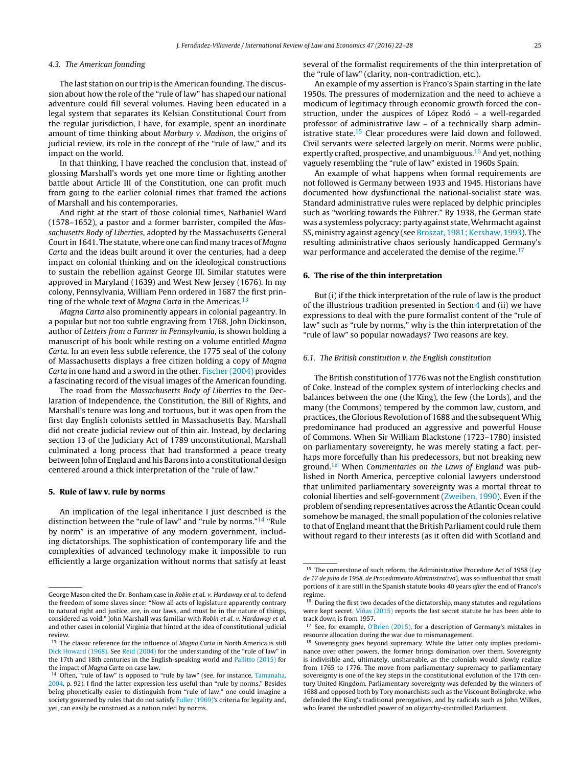### 4.3. The American founding

The last station on our trip is the American founding. The discussion about how the role of the "rule of law" has shaped our national adventure could fill several volumes. Having been educated in a legal system that separates its Kelsian Constitutional Court from the regular jurisdiction, I have, for example, spent an inordinate amount of time thinking about *Marbury v. Madison*, the origins of judicial review, its role in the concept of the "rule of law," and its impact on the world.

In that thinking, I have reached the conclusion that, instead of glossing Marshall's words yet one more time or fighting another battle about Article III of the Constitution, one can profit much from going to the earlier colonial times that framed the actions of Marshall and his contemporaries.

And right at the start of those colonial times, Nathaniel Ward (1578–1652), a pastor and a former barrister, compiled the *Massachusetts Body of Liberties*, adopted by the Massachusetts General Court in 1641. The statute, where one can find many traces of *Magna Carta* and the ideas built around it over the centuries, had a deep impact on colonial thinking and on the ideological constructions to sustain the rebellion against George III. Similar statutes were approved in Maryland (1639) and West New Jersey (1676). In my colony, Pennsylvania, William Penn ordered in 1687 the first printing of the whole text of *Magna Carta* in the Americas.[13]

*Magna Carta* also prominently appears in colonial pageantry. In a popular but not too subtle engraving from 1768, John Dickinson, author of *Letters from a Farmer in Pennsylvania*, is shown holding a manuscript of his book while resting on a volume entitled *Magna Carta*. In an even less subtle reference, the 1775 seal of the colony of Massachusetts displays a free citizen holding a copy of *Magna Carta* in one hand and a sword in the other. Fischer (2004) provides a fascinating record of the visual images of the American founding.

The road from the *Massachusetts Body of Liberties* to the Declaration of Independence, the Constitution, the Bill of Rights, and Marshall's tenure was long and tortuous, but it was open from the first day English colonists settled in Massachusetts Bay. Marshall did not create judicial review out of thin air. Instead, by declaring section 13 of the Judiciary Act of 1789 unconstitutional, Marshall culminated a long process that had transformed a peace treaty between John of England and his Barons into a constitutional design centered around a thick interpretation of the "rule of law."

## 5. Rule of law v. rule by norms

An implication of the legal inheritance I just described is the distinction between the "rule of law" and "rule by norms."[14] "Rule by norm" is an imperative of any modern government, including dictatorships. The sophistication of contemporary life and the complexities of advanced technology make it impossible to run efficiently a large organization without norms that satisfy at least several of the formalist requirements of the thin interpretation of the "rule of law" (clarity, non-contradiction, etc.).

An example of my assertion is Franco's Spain starting in the late 1950s. The pressures of modernization and the need to achieve a modicum of legitimacy through economic growth forced the construction, under the auspices of López Rodó – a well-regarded professor of administrative law – of a technically sharp administrative state.[15] Clear procedures were laid down and followed. Civil servants were selected largely on merit. Norms were public, expertly crafted, prospective, and unambiguous.[16] And yet, nothing vaguely resembling the "rule of law" existed in 1960s Spain.

An example of what happens when formal requirements are not followed is Germany between 1933 and 1945. Historians have documented how dysfunctional the national-socialist state was. Standard administrative rules were replaced by delphic principles such as "working towards the Führer." By 1938, the German state was a systemless polycracy: party against state, Wehrmacht against SS, ministry against agency (see Broszat, 1981; Kershaw, 1993). The resulting administrative chaos seriously handicapped Germany's war performance and accelerated the demise of the regime.[17]

## 6. The rise of the thin interpretation

But (i) if the thick interpretation of the rule of law is the product of the illustrious tradition presented in Section 4 and (ii) we have expressions to deal with the pure formalist content of the "rule of law" such as "rule by norms," why is the thin interpretation of the "rule of law" so popular nowadays? Two reasons are key.

### 6.1. The British constitution v. the English constitution

The British constitution of 1776 was not the English constitution of Coke. Instead of the complex system of interlocking checks and balances between the one (the King), the few (the Lords), and the many (the Commons) tempered by the common law, custom, and practices, the Glorious Revolution of 1688 and the subsequent Whig predominance had produced an aggressive and powerful House of Commons. When Sir William Blackstone (1723–1780) insisted on parliamentary sovereignty, he was merely stating a fact, perhaps more forcefully than his predecessors, but not breaking new ground.[18] When *Commentaries on the Laws of England* was published in North America, perceptive colonial lawyers understood that unlimited parliamentary sovereignty was a mortal threat to colonial liberties and self-government (Zweiben, 1990). Even if the problem of sending representatives across the Atlantic Ocean could somehow be managed, the small population of the colonies relative to that of England meant that the British Parliament could rule them without regard to their interests (as it often did with Scotland and

---

George Mason cited the Dr. Bonham case in *Robin et al. v. Hardaway et al.* to defend the freedom of some slaves since: "Now all acts of legislature apparently contrary to natural right and justice, are, in our laws, and must be in the nature of things, considered as void." John Marshall was familiar with *Robin et al. v. Hardaway et al.* and other cases in colonial Virginia that hinted at the idea of constitutional judicial review.

[13] The classic reference for the influence of *Magna Carta* in North America is still Dick Howard (1968). See Reid (2004) for the understanding of the "rule of law" in the 17th and 18th centuries in the English-speaking world and Pallitto (2015) for the impact of *Magna Carta* on case law.

[14] Often, "rule of law" is opposed to "rule by law" (see, for instance, Tamanaha, 2004, p. 92). I find the latter expression less useful than "rule by norms," Besides being phonetically easier to distinguish from "rule of law," one could imagine a society governed by rules that do not satisfy Fuller (1969)'s criteria for legality and, yet, can easily be construed as a nation ruled by norms.

[15] The cornerstone of such reform, the Administrative Procedure Act of 1958 (*Ley de 17 de julio de 1958, de Procedimiento Administrativo*), was so influential that small portions of it are still in the Spanish statute books 40 years *after* the end of Franco's regime.

[16] During the first two decades of the dictatorship, many statutes and regulations were kept secret. Viñas (2015) reports the last secret statute he has been able to track down is from 1957.

[17] See, for example, O'Brien (2015), for a description of Germany's mistakes in resource allocation during the war due to mismanagement.

[18] Sovereignty goes beyond supremacy. While the latter only implies predominance over other powers, the former brings domination over them. Sovereignty is indivisible and, ultimately, unshareable, as the colonials would slowly realize from 1765 to 1776. The move from parliamentary supremacy to parliamentary sovereignty is one of the key steps in the constitutional evolution of the 17th century United Kingdom. Parliamentary sovereignty was defended by the winners of 1688 and opposed both by Tory monarchists such as the Viscount Bolingbroke, who defended the King's traditional prerogatives, and by radicals such as John Wilkes, who feared the unbridled power of an oligarchy-controlled Parliament.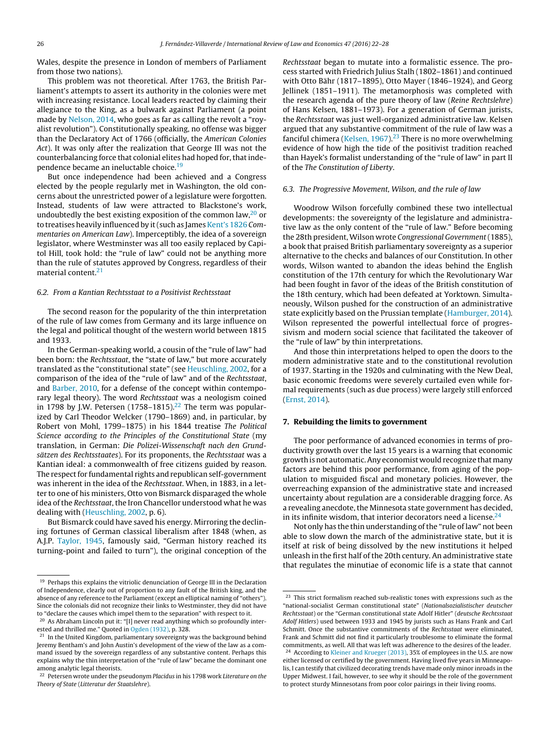Wales, despite the presence in London of members of Parliament from those two nations).

This problem was not theoretical. After 1763, the British Parliament's attempts to assert its authority in the colonies were met with increasing resistance. Local leaders reacted by claiming their allegiance to the King, as a bulwark against Parliament (a point made by Nelson, 2014, who goes as far as calling the revolt a "royalist revolution"). Constitutionally speaking, no offense was bigger than the Declaratory Act of 1766 (officially, the *American Colonies Act*). It was only after the realization that George III was not the counterbalancing force that colonial elites had hoped for, that independence became an ineluctable choice.[19]

But once independence had been achieved and a Congress elected by the people regularly met in Washington, the old concerns about the unrestricted power of a legislature were forgotten. Instead, students of law were attracted to Blackstone's work, undoubtedly the best existing exposition of the common law,[20] or to treatises heavily influenced by it (such as James Kent's 1826 *Commentaries on American Law*). Imperceptibly, the idea of a sovereign legislator, where Westminster was all too easily replaced by Capitol Hill, took hold: the "rule of law" could not be anything more than the rule of statutes approved by Congress, regardless of their material content.[21]

### 6.2. From a Kantian Rechtsstaat to a Positivist Rechtsstaat

The second reason for the popularity of the thin interpretation of the rule of law comes from Germany and its large influence on the legal and political thought of the western world between 1815 and 1933.

In the German-speaking world, a cousin of the "rule of law" had been born: the *Rechtsstaat*, the "state of law," but more accurately translated as the "constitutional state" (see Heuschling, 2002, for a comparison of the idea of the "rule of law" and of the *Rechtsstaat*, and Barber, 2010, for a defense of the concept within contemporary legal theory). The word *Rechtsstaat* was a neologism coined in 1798 by J.W. Petersen (1758–1815).[22] The term was popularized by Carl Theodor Welcker (1790–1869) and, in particular, by Robert von Mohl, 1799–1875) in his 1844 treatise *The Political Science according to the Principles of the Constitutional State* (my translation, in German: *Die Polizei-Wissenschaft nach den Grundsätzen des Rechtsstaates*). For its proponents, the *Rechtsstaat* was a Kantian ideal: a commonwealth of free citizens guided by reason. The respect for fundamental rights and republican self-government was inherent in the idea of the *Rechtsstaat*. When, in 1883, in a letter to one of his ministers, Otto von Bismarck disparaged the whole idea of the *Rechtsstaat*, the Iron Chancellor understood what he was dealing with (Heuschling, 2002, p. 6).

But Bismarck could have saved his energy. Mirroring the declining fortunes of German classical liberalism after 1848 (when, as A.J.P. Taylor, 1945, famously said, "German history reached its turning-point and failed to turn"), the original conception of the *Rechtsstaat* began to mutate into a formalistic essence. The process started with Friedrich Julius Stalh (1802–1861) and continued with Otto Bähr (1817–1895), Otto Mayer (1846–1924), and Georg Jellinek (1851–1911). The metamorphosis was completed with the research agenda of the pure theory of law (*Reine Rechtslehre*) of Hans Kelsen, 1881–1973). For a generation of German jurists, the *Rechtsstaat* was just well-organized administrative law. Kelsen argued that any substantive commitment of the rule of law was a fanciful chimera (Kelsen, 1967).[23] There is no more overwhelming evidence of how high the tide of the positivist tradition reached than Hayek's formalist understanding of the "rule of law" in part II of the *The Constitution of Liberty*.

### 6.3. The Progressive Movement, Wilson, and the rule of law

Woodrow Wilson forcefully combined these two intellectual developments: the sovereignty of the legislature and administrative law as the only content of the "rule of law." Before becoming the 28th president, Wilson wrote *Congressional Government* (1885), a book that praised British parliamentary sovereignty as a superior alternative to the checks and balances of our Constitution. In other words, Wilson wanted to abandon the ideas behind the English constitution of the 17th century for which the Revolutionary War had been fought in favor of the ideas of the British constitution of the 18th century, which had been defeated at Yorktown. Simultaneously, Wilson pushed for the construction of an administrative state explicitly based on the Prussian template (Hamburger, 2014). Wilson represented the powerful intellectual force of progressivism and modern social science that facilitated the takeover of the "rule of law" by thin interpretations.

And those thin interpretations helped to open the doors to the modern administrative state and to the constitutional revolution of 1937. Starting in the 1920s and culminating with the New Deal, basic economic freedoms were severely curtailed even while formal requirements (such as due process) were largely still enforced (Ernst, 2014).

## 7. Rebuilding the limits to government

The poor performance of advanced economies in terms of productivity growth over the last 15 years is a warning that economic growth is not automatic. Any economist would recognize that many factors are behind this poor performance, from aging of the population to misguided fiscal and monetary policies. However, the overreaching expansion of the administrative state and increased uncertainty about regulation are a considerable dragging force. As a revealing anecdote, the Minnesota state government has decided, in its infinite wisdom, that interior decorators need a license.[24]

Not only has the thin understanding of the "rule of law" not been able to slow down the march of the administrative state, but it is itself at risk of being dissolved by the new institutions it helped unleash in the first half of the 20th century. An administrative state that regulates the minutiae of economic life is a state that cannot

---

[19] Perhaps this explains the vitriolic denunciation of George III in the Declaration of Independence, clearly out of proportion to any fault of the British king, and the absence of any reference to the Parliament (except an elliptical naming of "others"). Since the colonials did not recognize their links to Westminster, they did not have to "declare the causes which impel them to the separation" with respect to it.

[20] As Abraham Lincoln put it: "[I] never read anything which so profoundly interested and thrilled me." Quoted in Ogden (1932), p. 328.

[21] In the United Kingdom, parliamentary sovereignty was the background behind Jeremy Bentham's and John Austin's development of the view of the law as a command issued by the sovereign regardless of any substantive content. Perhaps this explains why the thin interpretation of the "rule of law" became the dominant one among analytic legal theorists.

[22] Petersen wrote under the pseudonym *Placidus* in his 1798 work *Literature on the Theory of State* (*Litteratur der Staatslehre*).

[23] This strict formalism reached sub-realistic tones with expressions such as the "national-socialist German constitutional state" (*Nationalsozialistischer deutscher Rechtsstaat*) or the "German constitutional state Adolf Hitler" (*deutsche Rechtsstaat Adolf Hitlers*) used between 1933 and 1945 by jurists such as Hans Frank and Carl Schmitt. Once the substantive commitments of the *Rechtsstaat* were eliminated, Frank and Schmitt did not find it particularly troublesome to eliminate the formal commitments, as well. All that was left was adherence to the desires of the leader.

[24] According to Kleiner and Krueger (2013), 35% of employees in the U.S. are now either licensed or certified by the government. Having lived five years in Minneapolis, I can testify that civilized decorating trends have made only minor inroads in the Upper Midwest. I fail, however, to see why it should be the role of the government to protect sturdy Minnesotans from poor color pairings in their living rooms.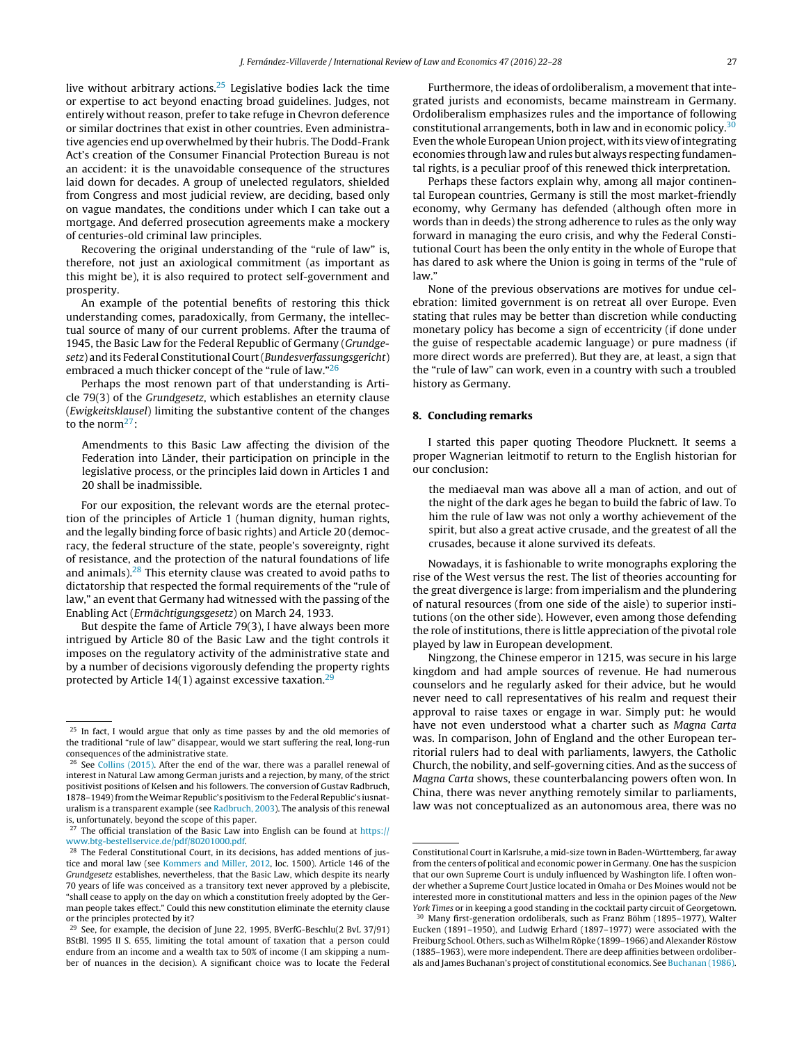live without arbitrary actions.[25] Legislative bodies lack the time or expertise to act beyond enacting broad guidelines. Judges, not entirely without reason, prefer to take refuge in Chevron deference or similar doctrines that exist in other countries. Even administrative agencies end up overwhelmed by their hubris. The Dodd-Frank Act's creation of the Consumer Financial Protection Bureau is not an accident: it is the unavoidable consequence of the structures laid down for decades. A group of unelected regulators, shielded from Congress and most judicial review, are deciding, based only on vague mandates, the conditions under which I can take out a mortgage. And deferred prosecution agreements make a mockery of centuries-old criminal law principles.

Recovering the original understanding of the "rule of law" is, therefore, not just an axiological commitment (as important as this might be), it is also required to protect self-government and prosperity.

An example of the potential benefits of restoring this thick understanding comes, paradoxically, from Germany, the intellectual source of many of our current problems. After the trauma of 1945, the Basic Law for the Federal Republic of Germany (*Grundgesetz*) and its Federal Constitutional Court (*Bundesverfassungsgericht*) embraced a much thicker concept of the "rule of law."[26]

Perhaps the most renown part of that understanding is Article 79(3) of the *Grundgesetz*, which establishes an eternity clause (*Ewigkeitsklausel*) limiting the substantive content of the changes to the norm[27]:

> Amendments to this Basic Law affecting the division of the Federation into Länder, their participation on principle in the legislative process, or the principles laid down in Articles 1 and 20 shall be inadmissible.

For our exposition, the relevant words are the eternal protection of the principles of Article 1 (human dignity, human rights, and the legally binding force of basic rights) and Article 20 (democracy, the federal structure of the state, people's sovereignty, right of resistance, and the protection of the natural foundations of life and animals).[28] This eternity clause was created to avoid paths to dictatorship that respected the formal requirements of the "rule of law," an event that Germany had witnessed with the passing of the Enabling Act (*Ermächtigungsgesetz*) on March 24, 1933.

But despite the fame of Article 79(3), I have always been more intrigued by Article 80 of the Basic Law and the tight controls it imposes on the regulatory activity of the administrative state and by a number of decisions vigorously defending the property rights protected by Article 14(1) against excessive taxation.[29]

Furthermore, the ideas of ordoliberalism, a movement that integrated jurists and economists, became mainstream in Germany. Ordoliberalism emphasizes rules and the importance of following constitutional arrangements, both in law and in economic policy.[30] Even the whole European Union project, with its view of integrating economies through law and rules but always respecting fundamental rights, is a peculiar proof of this renewed thick interpretation.

Perhaps these factors explain why, among all major continental European countries, Germany is still the most market-friendly economy, why Germany has defended (although often more in words than in deeds) the strong adherence to rules as the only way forward in managing the euro crisis, and why the Federal Constitutional Court has been the only entity in the whole of Europe that has dared to ask where the Union is going in terms of the "rule of law."

None of the previous observations are motives for undue celebration: limited government is on retreat all over Europe. Even stating that rules may be better than discretion while conducting monetary policy has become a sign of eccentricity (if done under the guise of respectable academic language) or pure madness (if more direct words are preferred). But they are, at least, a sign that the "rule of law" can work, even in a country with such a troubled history as Germany.

## 8. Concluding remarks

I started this paper quoting Theodore Plucknett. It seems a proper Wagnerian leitmotif to return to the English historian for our conclusion:

> the mediaeval man was above all a man of action, and out of the night of the dark ages he began to build the fabric of law. To him the rule of law was not only a worthy achievement of the spirit, but also a great active crusade, and the greatest of all the crusades, because it alone survived its defeats.

Nowadays, it is fashionable to write monographs exploring the rise of the West versus the rest. The list of theories accounting for the great divergence is large: from imperialism and the plundering of natural resources (from one side of the aisle) to superior institutions (on the other side). However, even among those defending the role of institutions, there is little appreciation of the pivotal role played by law in European development.

Ningzong, the Chinese emperor in 1215, was secure in his large kingdom and had ample sources of revenue. He had numerous counselors and he regularly asked for their advice, but he would never need to call representatives of his realm and request their approval to raise taxes or engage in war. Simply put: he would have not even understood what a charter such as *Magna Carta* was. In comparison, John of England and the other European territorial rulers had to deal with parliaments, lawyers, the Catholic Church, the nobility, and self-governing cities. And as the success of *Magna Carta* shows, these counterbalancing powers often won. In China, there was never anything remotely similar to parliaments, law was not conceptualized as an autonomous area, there was no

---

[25] In fact, I would argue that only as time passes by and the old memories of the traditional "rule of law" disappear, would we start suffering the real, long-run consequences of the administrative state.

[26] See Collins (2015). After the end of the war, there was a parallel renewal of interest in Natural Law among German jurists and a rejection, by many, of the strict positivist positions of Kelsen and his followers. The conversion of Gustav Radbruch, 1878–1949) from the Weimar Republic's positivism to the Federal Republic's iusnaturalism is a transparent example (see Radbruch, 2003). The analysis of this renewal is, unfortunately, beyond the scope of this paper.

[27] The official translation of the Basic Law into English can be found at https://www.btg-bestellservice.de/pdf/80201000.pdf.

[28] The Federal Constitutional Court, in its decisions, has added mentions of justice and moral law (see Kommers and Miller, 2012, loc. 1500). Article 146 of the *Grundgesetz* establishes, nevertheless, that the Basic Law, which despite its nearly 70 years of life was conceived as a transitory text never approved by a plebiscite, "shall cease to apply on the day on which a constitution freely adopted by the German people takes effect." Could this new constitution eliminate the eternity clause or the principles protected by it?

[29] See, for example, the decision of June 22, 1995, BVerfG-Beschlu(2 BvL 37/91) BStBl. 1995 II S. 655, limiting the total amount of taxation that a person could endure from an income and a wealth tax to 50% of income (I am skipping a number of nuances in the decision). A significant choice was to locate the Federal Constitutional Court in Karlsruhe, a mid-size town in Baden-Württemberg, far away from the centers of political and economic power in Germany. One has the suspicion that our own Supreme Court is unduly influenced by Washington life. I often wonder whether a Supreme Court Justice located in Omaha or Des Moines would not be interested more in constitutional matters and less in the opinion pages of the *New York Times* or in keeping a good standing in the cocktail party circuit of Georgetown.

[30] Many first-generation ordoliberals, such as Franz Böhm (1895–1977), Walter Eucken (1891–1950), and Ludwig Erhard (1897–1977) were associated with the Freiburg School. Others, such as Wilhelm Röpke (1899–1966) and Alexander Röstow (1885–1963), were more independent. There are deep affinities between ordoliberals and James Buchanan's project of constitutional economics. See Buchanan (1986).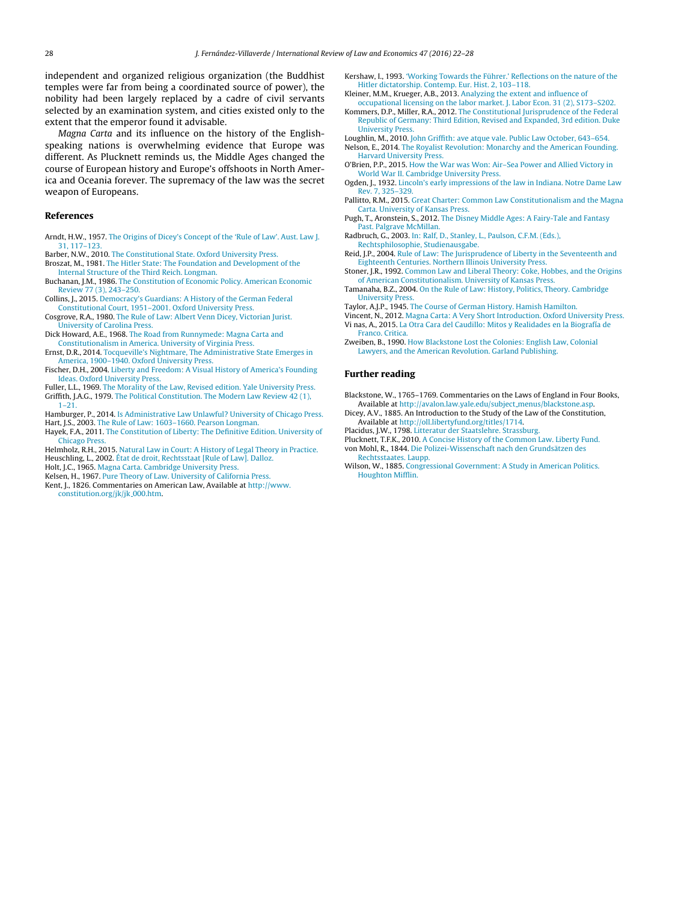independent and organized religious organization (the Buddhist temples were far from being a coordinated source of power), the nobility had been largely replaced by a cadre of civil servants selected by an examination system, and cities existed only to the extent that the emperor found it advisable.

*Magna Carta* and its influence on the history of the English-speaking nations is overwhelming evidence that Europe was different. As Plucknett reminds us, the Middle Ages changed the course of European history and Europe's offshoots in North America and Oceania forever. The supremacy of the law was the secret weapon of Europeans.

## References

Arndt, H.W., 1957. The Origins of Dicey's Concept of the 'Rule of Law'. Aust. Law J. 31, 117–123.

Barber, N.W., 2010. The Constitutional State. Oxford University Press.

Broszat, M., 1981. The Hitler State: The Foundation and Development of the Internal Structure of the Third Reich. Longman.

Buchanan, J.M., 1986. The Constitution of Economic Policy. American Economic Review 77 (3), 243–250.

Collins, J., 2015. Democracy's Guardians: A History of the German Federal Constitutional Court, 1951–2001. Oxford University Press.

Cosgrove, R.A., 1980. The Rule of Law: Albert Venn Dicey, Victorian Jurist. University of Carolina Press.

Dick Howard, A.E., 1968. The Road from Runnymede: Magna Carta and Constitutionalism in America. University of Virginia Press.

Ernst, D.R., 2014. Tocqueville's Nightmare, The Administrative State Emerges in America, 1900–1940. Oxford University Press.

Fischer, D.H., 2004. Liberty and Freedom: A Visual History of America's Founding Ideas. Oxford University Press.

Fuller, L.L., 1969. The Morality of the Law, Revised edition. Yale University Press.

Griffith, J.A.G., 1979. The Political Constitution. The Modern Law Review 42 (1), 1–21.

Hamburger, P., 2014. Is Administrative Law Unlawful? University of Chicago Press.

Hart, J.S., 2003. The Rule of Law: 1603–1660. Pearson Longman.

Hayek, F.A., 2011. The Constitution of Liberty: The Definitive Edition. University of Chicago Press.

Helmholz, R.H., 2015. Natural Law in Court: A History of Legal Theory in Practice.

Heuschling, L., 2002. État de droit, Rechtsstaat [Rule of Law]. Dalloz.

Holt, J.C., 1965. Magna Carta. Cambridge University Press.

Kelsen, H., 1967. Pure Theory of Law. University of California Press.

Kent, J., 1826. Commentaries on American Law, Available at http://www.constitution.org/jk/jk_000.htm.

Kershaw, I., 1993. 'Working Towards the Führer.' Reflections on the nature of the Hitler dictatorship. Contemp. Eur. Hist. 2, 103–118.

Kleiner, M.M., Krueger, A.B., 2013. Analyzing the extent and influence of occupational licensing on the labor market. J. Labor Econ. 31 (2), S173–S202.

Kommers, D.P., Miller, R.A., 2012. The Constitutional Jurisprudence of the Federal Republic of Germany: Third Edition, Revised and Expanded, 3rd edition. Duke University Press.

Loughlin, M., 2010. John Griffith: ave atque vale. Public Law October, 643–654.

Nelson, E., 2014. The Royalist Revolution: Monarchy and the American Founding. Harvard University Press.

O'Brien, P.P., 2015. How the War was Won: Air–Sea Power and Allied Victory in World War II. Cambridge University Press.

Ogden, J., 1932. Lincoln's early impressions of the law in Indiana. Notre Dame Law Rev. 7, 325–329.

Pallitto, R.M., 2015. Great Charter: Common Law Constitutionalism and the Magna Carta. University of Kansas Press.

Pugh, T., Aronstein, S., 2012. The Disney Middle Ages: A Fairy-Tale and Fantasy Past. Palgrave McMillan.

Radbruch, G., 2003. In: Ralf, D., Stanley, L., Paulson, C.F.M. (Eds.), Rechtsphilosophie, Studienausgabe.

Reid, J.P., 2004. Rule of Law: The Jurisprudence of Liberty in the Seventeenth and Eighteenth Centuries. Northern Illinois University Press.

Stoner, J.R., 1992. Common Law and Liberal Theory: Coke, Hobbes, and the Origins of American Constitutionalism. University of Kansas Press.

Tamanaha, B.Z., 2004. On the Rule of Law: History, Politics, Theory. Cambridge University Press.

Taylor, A.J.P., 1945. The Course of German History. Hamish Hamilton.

Vincent, N., 2012. Magna Carta: A Very Short Introduction. Oxford University Press.

Vi nas, A., 2015. La Otra Cara del Caudillo: Mitos y Realidades en la Biografía de Franco. Critica.

Zweiben, B., 1990. How Blackstone Lost the Colonies: English Law, Colonial Lawyers, and the American Revolution. Garland Publishing.

## Further reading

Blackstone, W., 1765–1769. Commentaries on the Laws of England in Four Books, Available at http://avalon.law.yale.edu/subject_menus/blackstone.asp.

Dicey, A.V., 1885. An Introduction to the Study of the Law of the Constitution, Available at http://oll.libertyfund.org/titles/1714.

Placidus, J.W., 1798. Litteratur der Staatslehre. Strassburg.

Plucknett, T.F.K., 2010. A Concise History of the Common Law. Liberty Fund.

von Mohl, R., 1844. Die Polizei-Wissenschaft nach den Grundsätzen des Rechtsstaates. Laupp.

Wilson, W., 1885. Congressional Government: A Study in American Politics. Houghton Mifflin.